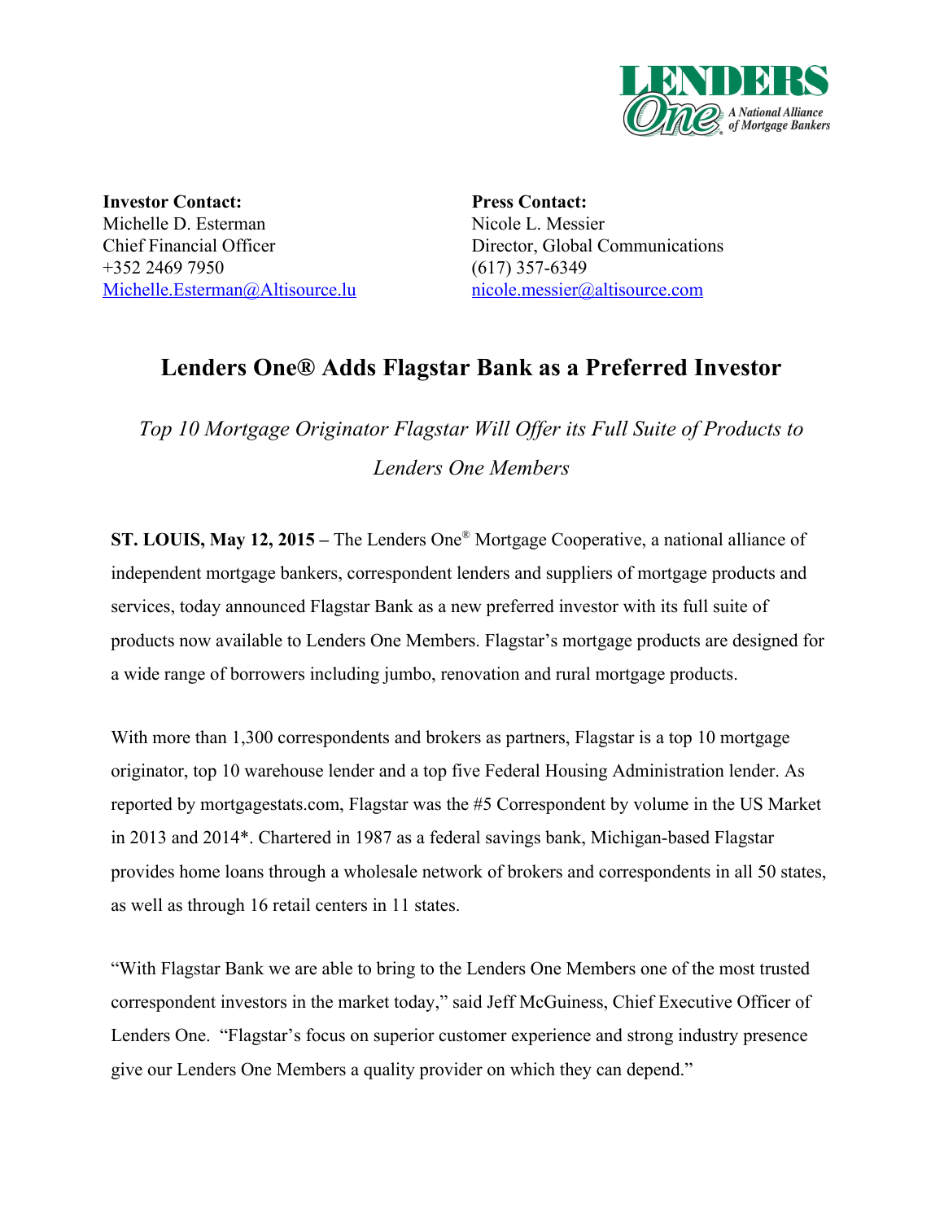**Investor Contact:**
Michelle D. Esterman
Chief Financial Officer
+352 2469 7950
Michelle.Esterman@Altisource.lu

**Press Contact:**
Nicole L. Messier
Director, Global Communications
(617) 357-6349
nicole.messier@altisource.com

# Lenders One® Adds Flagstar Bank as a Preferred Investor

*Top 10 Mortgage Originator Flagstar Will Offer its Full Suite of Products to Lenders One Members*

**ST. LOUIS, May 12, 2015 –** The Lenders One® Mortgage Cooperative, a national alliance of independent mortgage bankers, correspondent lenders and suppliers of mortgage products and services, today announced Flagstar Bank as a new preferred investor with its full suite of products now available to Lenders One Members. Flagstar's mortgage products are designed for a wide range of borrowers including jumbo, renovation and rural mortgage products.

With more than 1,300 correspondents and brokers as partners, Flagstar is a top 10 mortgage originator, top 10 warehouse lender and a top five Federal Housing Administration lender. As reported by mortgagestats.com, Flagstar was the #5 Correspondent by volume in the US Market in 2013 and 2014*. Chartered in 1987 as a federal savings bank, Michigan-based Flagstar provides home loans through a wholesale network of brokers and correspondents in all 50 states, as well as through 16 retail centers in 11 states.

"With Flagstar Bank we are able to bring to the Lenders One Members one of the most trusted correspondent investors in the market today," said Jeff McGuiness, Chief Executive Officer of Lenders One. "Flagstar's focus on superior customer experience and strong industry presence give our Lenders One Members a quality provider on which they can depend."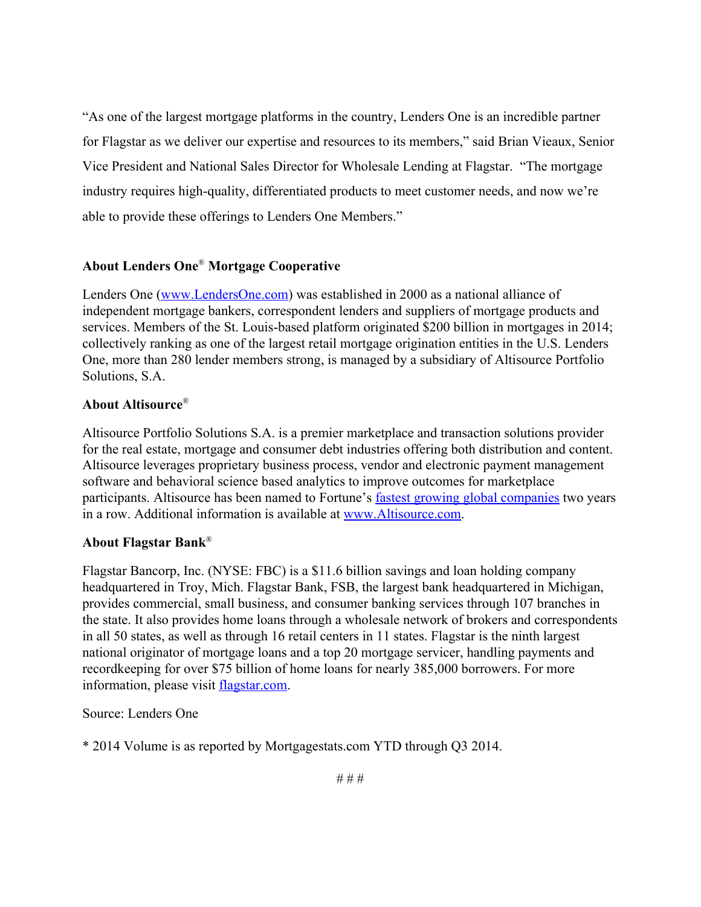"As one of the largest mortgage platforms in the country, Lenders One is an incredible partner for Flagstar as we deliver our expertise and resources to its members," said Brian Vieaux, Senior Vice President and National Sales Director for Wholesale Lending at Flagstar. "The mortgage industry requires high-quality, differentiated products to meet customer needs, and now we're able to provide these offerings to Lenders One Members."

**About Lenders One® Mortgage Cooperative**

Lenders One (www.LendersOne.com) was established in 2000 as a national alliance of independent mortgage bankers, correspondent lenders and suppliers of mortgage products and services. Members of the St. Louis-based platform originated $200 billion in mortgages in 2014; collectively ranking as one of the largest retail mortgage origination entities in the U.S. Lenders One, more than 280 lender members strong, is managed by a subsidiary of Altisource Portfolio Solutions, S.A.

**About Altisource®**

Altisource Portfolio Solutions S.A. is a premier marketplace and transaction solutions provider for the real estate, mortgage and consumer debt industries offering both distribution and content. Altisource leverages proprietary business process, vendor and electronic payment management software and behavioral science based analytics to improve outcomes for marketplace participants. Altisource has been named to Fortune's fastest growing global companies two years in a row. Additional information is available at www.Altisource.com.

**About Flagstar Bank®**

Flagstar Bancorp, Inc. (NYSE: FBC) is a $11.6 billion savings and loan holding company headquartered in Troy, Mich. Flagstar Bank, FSB, the largest bank headquartered in Michigan, provides commercial, small business, and consumer banking services through 107 branches in the state. It also provides home loans through a wholesale network of brokers and correspondents in all 50 states, as well as through 16 retail centers in 11 states. Flagstar is the ninth largest national originator of mortgage loans and a top 20 mortgage servicer, handling payments and recordkeeping for over $75 billion of home loans for nearly 385,000 borrowers. For more information, please visit flagstar.com.

Source: Lenders One

* 2014 Volume is as reported by Mortgagestats.com YTD through Q3 2014.

# # #